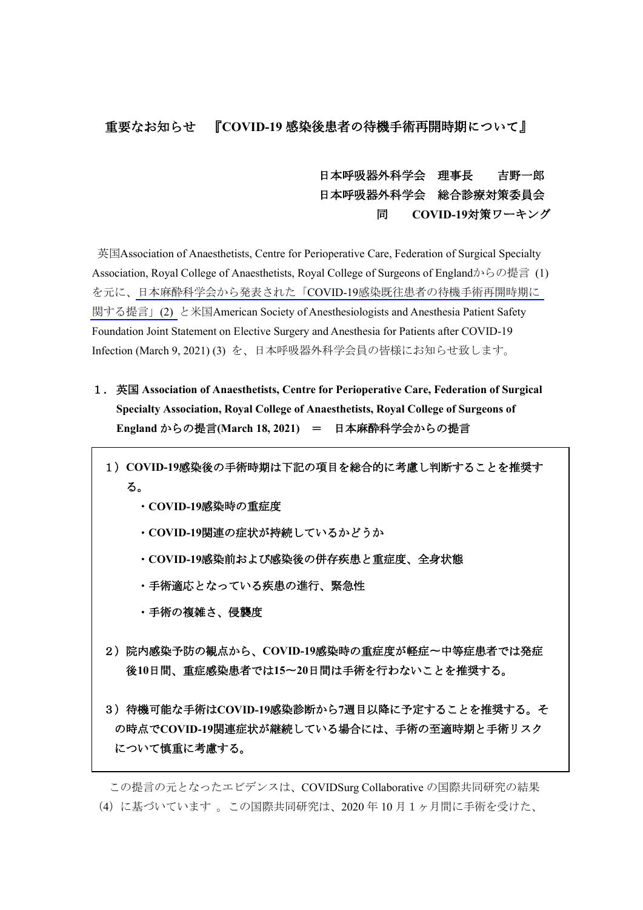## 重要なお知らせ　『COVID-19 感染後患者の待機手術再開時期について』

**日本呼吸器外科学会　理事長　　吉野一郎**
**日本呼吸器外科学会　総合診療対策委員会**
**同　　COVID-19対策ワーキング**

英国Association of Anaesthetists, Centre for Perioperative Care, Federation of Surgical Specialty Association, Royal College of Anaesthetists, Royal College of Surgeons of Englandからの提言 (1) を元に、日本麻酔科学会から発表された「COVID-19感染既往患者の待機手術再開時期に関する提言」(2) と米国American Society of Anesthesiologists and Anesthesia Patient Safety Foundation Joint Statement on Elective Surgery and Anesthesia for Patients after COVID-19 Infection (March 9, 2021) (3) を、日本呼吸器外科学会員の皆様にお知らせ致します。

**１．英国 Association of Anaesthetists, Centre for Perioperative Care, Federation of Surgical Specialty Association, Royal College of Anaesthetists, Royal College of Surgeons of England からの提言(March 18, 2021)　＝　日本麻酔科学会からの提言**

**１）COVID-19感染後の手術時期は下記の項目を総合的に考慮し判断することを推奨する。**

- **COVID-19感染時の重症度**
- **COVID-19関連の症状が持続しているかどうか**
- **COVID-19感染前および感染後の併存疾患と重症度、全身状態**
- **手術適応となっている疾患の進行、緊急性**
- **手術の複雑さ、侵襲度**

**２）院内感染予防の観点から、COVID-19感染時の重症度が軽症〜中等症患者では発症後10日間、重症感染患者では15〜20日間は手術を行わないことを推奨する。**

**３）待機可能な手術はCOVID-19感染診断から7週目以降に予定することを推奨する。その時点でCOVID-19関連症状が継続している場合には、手術の至適時期と手術リスクについて慎重に考慮する。**

この提言の元となったエビデンスは、COVIDSurg Collaborative の国際共同研究の結果（4）に基づいています 。この国際共同研究は、2020 年 10 月 1 ヶ月間に手術を受けた、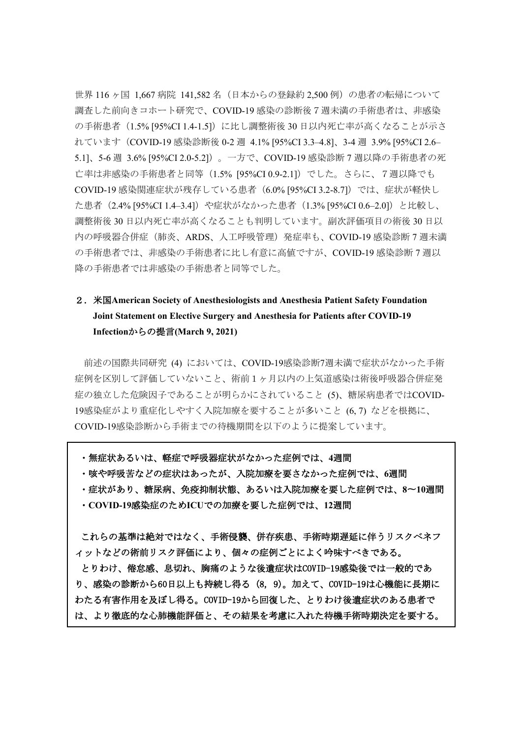世界 116 ヶ国 1,667 病院 141,582 名（日本からの登録約 2,500 例）の患者の転帰について調査した前向きコホート研究で、COVID-19 感染の診断後 7 週未満の手術患者は、非感染の手術患者（1.5% [95%CI 1.4-1.5]）に比し調整術後 30 日以内死亡率が高くなることが示されています（COVID-19 感染診断後 0-2 週 4.1% [95%CI 3.3–4.8]、3-4 週 3.9% [95%CI 2.6–5.1]、5-6 週 3.6% [95%CI 2.0-5.2]）。一方で、COVID-19 感染診断 7 週以降の手術患者の死亡率は非感染の手術患者と同等（1.5% [95%CI 0.9-2.1]）でした。さらに、７週以降でも COVID-19 感染関連症状が残存している患者（6.0% [95%CI 3.2-8.7]）では、症状が軽快した患者（2.4% [95%CI 1.4–3.4]）や症状がなかった患者（1.3% [95%CI 0.6–2.0]）と比較し、調整術後 30 日以内死亡率が高くなることも判明しています。副次評価項目の術後 30 日以内の呼吸器合併症（肺炎、ARDS、人工呼吸管理）発症率も、COVID-19 感染診断 7 週未満の手術患者では、非感染の手術患者に比し有意に高値ですが、COVID-19 感染診断 7 週以降の手術患者では非感染の手術患者と同等でした。

## ２．米国American Society of Anesthesiologists and Anesthesia Patient Safety Foundation Joint Statement on Elective Surgery and Anesthesia for Patients after COVID-19 Infectionからの提言(March 9, 2021)

前述の国際共同研究 (4) においては、COVID-19感染診断7週未満で症状がなかった手術症例を区別して評価していないこと、術前１ヶ月以内の上気道感染は術後呼吸器合併症発症の独立した危険因子であることが明らかにされていること (5)、糖尿病患者ではCOVID-19感染症がより重症化しやすく入院加療を要することが多いこと (6, 7) などを根拠に、COVID-19感染診断から手術までの待機期間を以下のように提案しています。

**・無症状あるいは、軽症で呼吸器症状がなかった症例では、4週間**
**・咳や呼吸苦などの症状はあったが、入院加療を要さなかった症例では、6週間**
**・症状があり、糖尿病、免疫抑制状態、あるいは入院加療を要した症例では、8〜10週間**
**・COVID-19感染症のためICUでの加療を要した症例では、12週間**

**これらの基準は絶対ではなく、手術侵襲、併存疾患、手術時期遅延に伴うリスクベネフィットなどの術前リスク評価により、個々の症例ごとによく吟味すべきである。**
**とりわけ、倦怠感、息切れ、胸痛のような後遺症状はCOVID-19感染後では一般的であり、感染の診断から60日以上も持続し得る (8, 9)。加えて、COVID-19は心機能に長期にわたる有害作用を及ぼし得る。COVID-19から回復した、とりわけ後遺症状のある患者では、より徹底的な心肺機能評価と、その結果を考慮に入れた待機手術時期決定を要する。**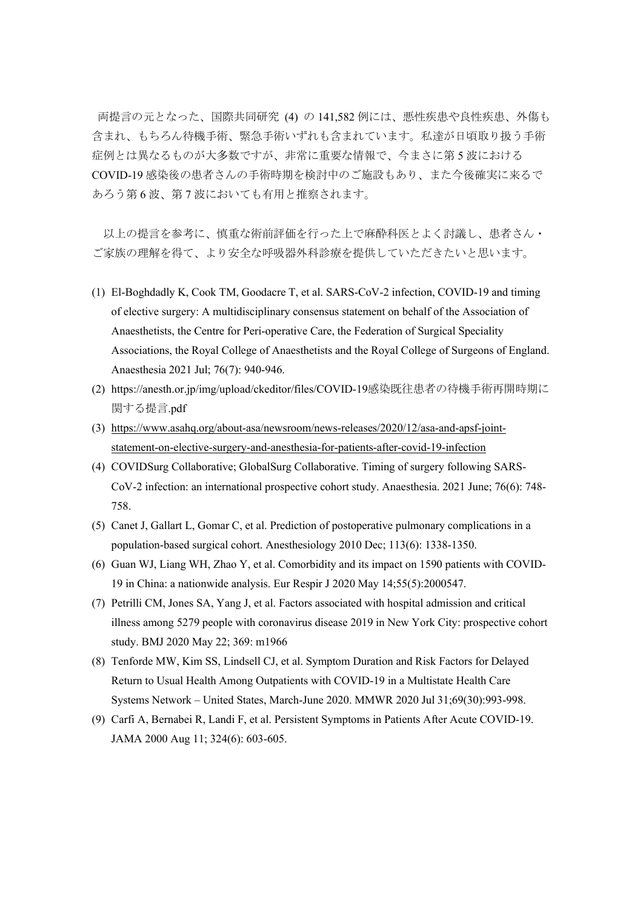両提言の元となった、国際共同研究 (4) の 141,582 例には、悪性疾患や良性疾患、外傷も含まれ、もちろん待機手術、緊急手術いずれも含まれています。私達が日頃取り扱う手術症例とは異なるものが大多数ですが、非常に重要な情報で、今まさに第 5 波における COVID-19 感染後の患者さんの手術時期を検討中のご施設もあり、また今後確実に来るであろう第 6 波、第 7 波においても有用と推察されます。

以上の提言を参考に、慎重な術前評価を行った上で麻酔科医とよく討議し、患者さん・ご家族の理解を得て、より安全な呼吸器外科診療を提供していただきたいと思います。

(1) El-Boghdadly K, Cook TM, Goodacre T, et al. SARS-CoV-2 infection, COVID-19 and timing of elective surgery: A multidisciplinary consensus statement on behalf of the Association of Anaesthetists, the Centre for Peri-operative Care, the Federation of Surgical Speciality Associations, the Royal College of Anaesthetists and the Royal College of Surgeons of England. Anaesthesia 2021 Jul; 76(7): 940-946.

(2) https://anesth.or.jp/img/upload/ckeditor/files/COVID-19感染既往患者の待機手術再開時期に関する提言.pdf

(3) https://www.asahq.org/about-asa/newsroom/news-releases/2020/12/asa-and-apsf-joint-statement-on-elective-surgery-and-anesthesia-for-patients-after-covid-19-infection

(4) COVIDSurg Collaborative; GlobalSurg Collaborative. Timing of surgery following SARS-CoV-2 infection: an international prospective cohort study. Anaesthesia. 2021 June; 76(6): 748-758.

(5) Canet J, Gallart L, Gomar C, et al. Prediction of postoperative pulmonary complications in a population-based surgical cohort. Anesthesiology 2010 Dec; 113(6): 1338-1350.

(6) Guan WJ, Liang WH, Zhao Y, et al. Comorbidity and its impact on 1590 patients with COVID-19 in China: a nationwide analysis. Eur Respir J 2020 May 14;55(5):2000547.

(7) Petrilli CM, Jones SA, Yang J, et al. Factors associated with hospital admission and critical illness among 5279 people with coronavirus disease 2019 in New York City: prospective cohort study. BMJ 2020 May 22; 369: m1966

(8) Tenforde MW, Kim SS, Lindsell CJ, et al. Symptom Duration and Risk Factors for Delayed Return to Usual Health Among Outpatients with COVID-19 in a Multistate Health Care Systems Network – United States, March-June 2020. MMWR 2020 Jul 31;69(30):993-998.

(9) Carfi A, Bernabei R, Landi F, et al. Persistent Symptoms in Patients After Acute COVID-19. JAMA 2000 Aug 11; 324(6): 603-605.